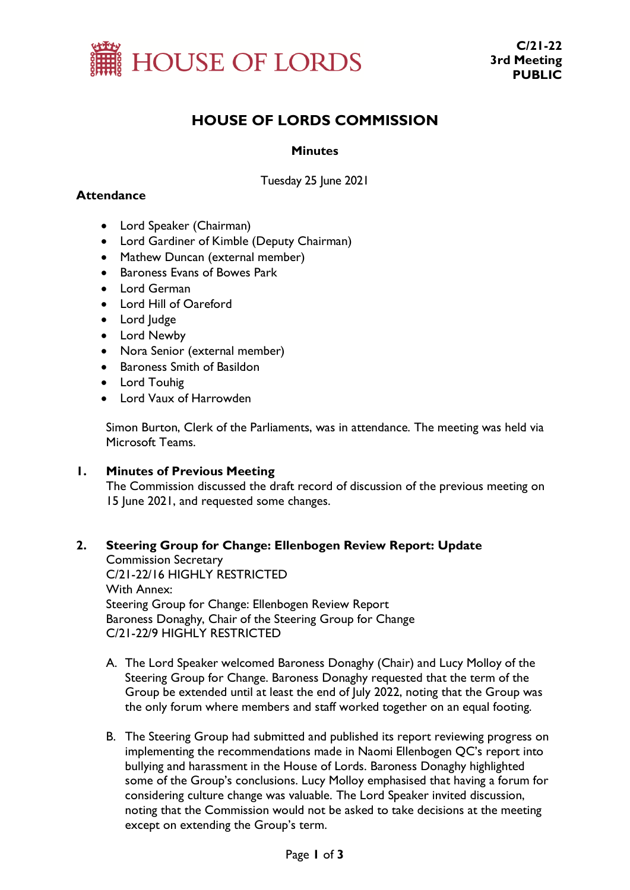HOUSE OF LORDS

**C/21-22**
**3rd Meeting**
**PUBLIC**

# HOUSE OF LORDS COMMISSION

**Minutes**

Tuesday 25 June 2021

**Attendance**

- Lord Speaker (Chairman)
- Lord Gardiner of Kimble (Deputy Chairman)
- Mathew Duncan (external member)
- Baroness Evans of Bowes Park
- Lord German
- Lord Hill of Oareford
- Lord Judge
- Lord Newby
- Nora Senior (external member)
- Baroness Smith of Basildon
- Lord Touhig
- Lord Vaux of Harrowden

Simon Burton, Clerk of the Parliaments, was in attendance. The meeting was held via Microsoft Teams.

## 1. Minutes of Previous Meeting

The Commission discussed the draft record of discussion of the previous meeting on 15 June 2021, and requested some changes.

## 2. Steering Group for Change: Ellenbogen Review Report: Update

Commission Secretary
C/21-22/16 HIGHLY RESTRICTED
With Annex:
Steering Group for Change: Ellenbogen Review Report
Baroness Donaghy, Chair of the Steering Group for Change
C/21-22/9 HIGHLY RESTRICTED

A. The Lord Speaker welcomed Baroness Donaghy (Chair) and Lucy Molloy of the Steering Group for Change. Baroness Donaghy requested that the term of the Group be extended until at least the end of July 2022, noting that the Group was the only forum where members and staff worked together on an equal footing.

B. The Steering Group had submitted and published its report reviewing progress on implementing the recommendations made in Naomi Ellenbogen QC's report into bullying and harassment in the House of Lords. Baroness Donaghy highlighted some of the Group's conclusions. Lucy Molloy emphasised that having a forum for considering culture change was valuable. The Lord Speaker invited discussion, noting that the Commission would not be asked to take decisions at the meeting except on extending the Group's term.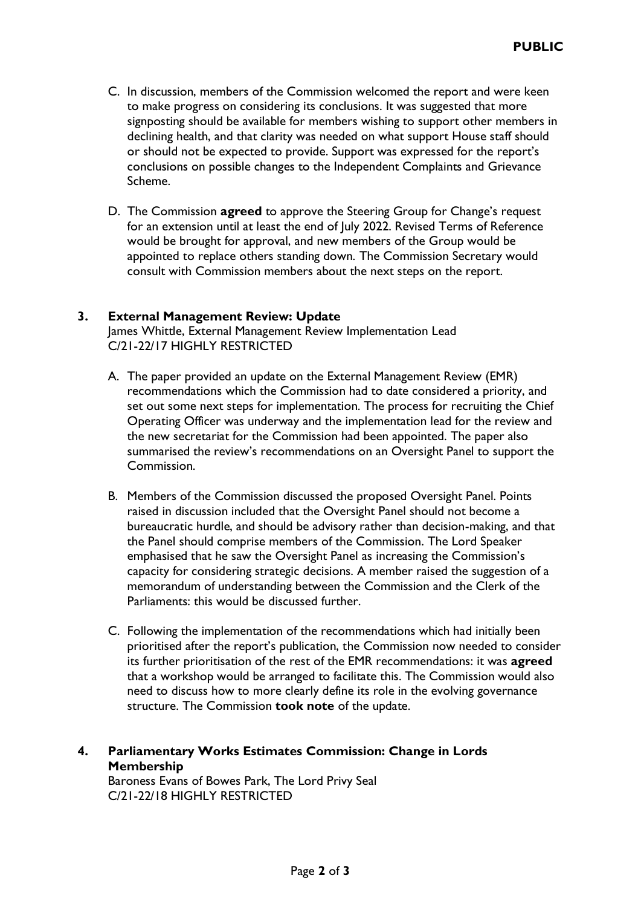C. In discussion, members of the Commission welcomed the report and were keen to make progress on considering its conclusions. It was suggested that more signposting should be available for members wishing to support other members in declining health, and that clarity was needed on what support House staff should or should not be expected to provide. Support was expressed for the report's conclusions on possible changes to the Independent Complaints and Grievance Scheme.

D. The Commission **agreed** to approve the Steering Group for Change's request for an extension until at least the end of July 2022. Revised Terms of Reference would be brought for approval, and new members of the Group would be appointed to replace others standing down. The Commission Secretary would consult with Commission members about the next steps on the report.

## 3. External Management Review: Update

James Whittle, External Management Review Implementation Lead
C/21-22/17 HIGHLY RESTRICTED

A. The paper provided an update on the External Management Review (EMR) recommendations which the Commission had to date considered a priority, and set out some next steps for implementation. The process for recruiting the Chief Operating Officer was underway and the implementation lead for the review and the new secretariat for the Commission had been appointed. The paper also summarised the review's recommendations on an Oversight Panel to support the Commission.

B. Members of the Commission discussed the proposed Oversight Panel. Points raised in discussion included that the Oversight Panel should not become a bureaucratic hurdle, and should be advisory rather than decision-making, and that the Panel should comprise members of the Commission. The Lord Speaker emphasised that he saw the Oversight Panel as increasing the Commission's capacity for considering strategic decisions. A member raised the suggestion of a memorandum of understanding between the Commission and the Clerk of the Parliaments: this would be discussed further.

C. Following the implementation of the recommendations which had initially been prioritised after the report's publication, the Commission now needed to consider its further prioritisation of the rest of the EMR recommendations: it was **agreed** that a workshop would be arranged to facilitate this. The Commission would also need to discuss how to more clearly define its role in the evolving governance structure. The Commission **took note** of the update.

## 4. Parliamentary Works Estimates Commission: Change in Lords Membership

Baroness Evans of Bowes Park, The Lord Privy Seal
C/21-22/18 HIGHLY RESTRICTED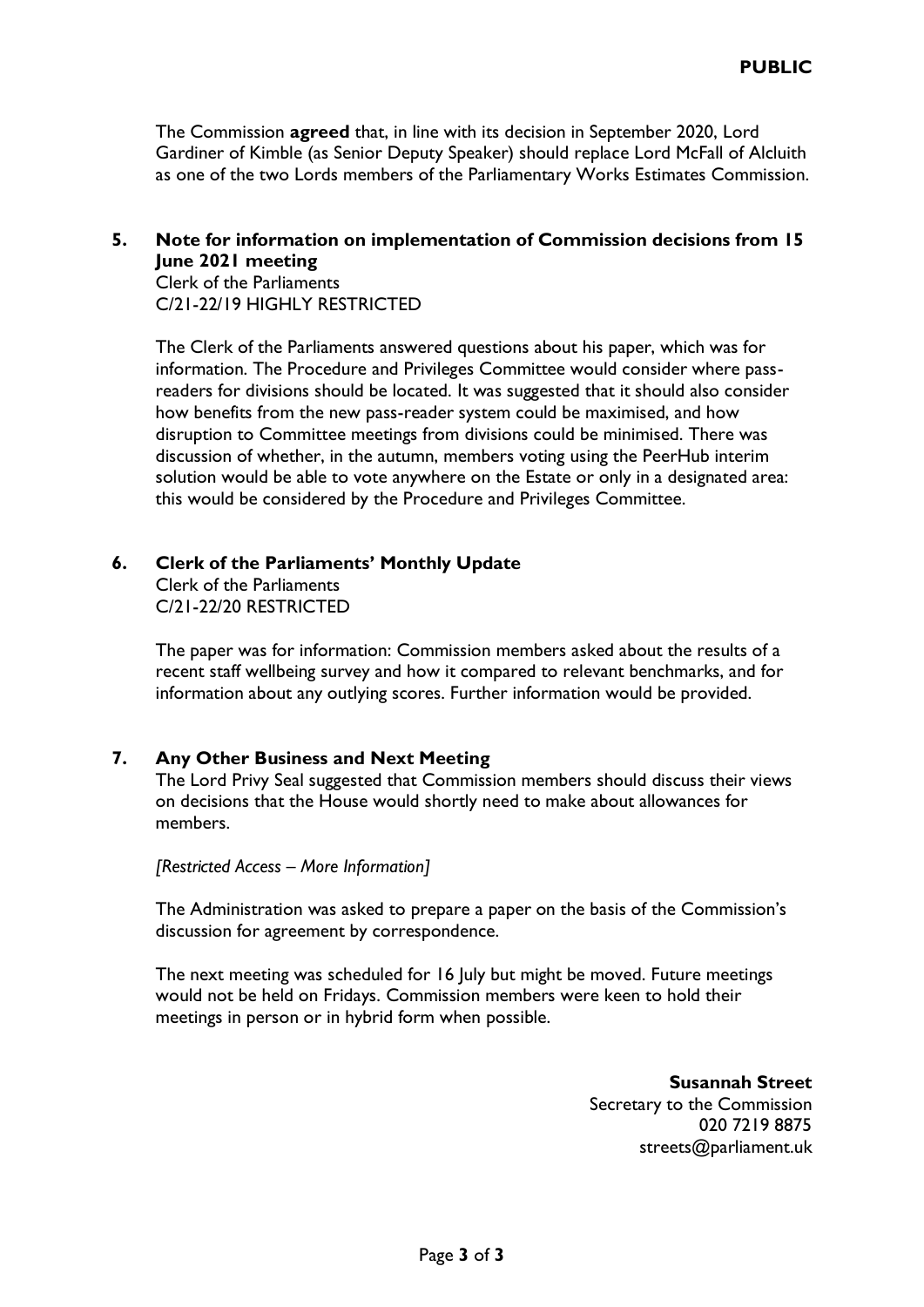**PUBLIC**

The Commission **agreed** that, in line with its decision in September 2020, Lord Gardiner of Kimble (as Senior Deputy Speaker) should replace Lord McFall of Alcluith as one of the two Lords members of the Parliamentary Works Estimates Commission.

## 5. Note for information on implementation of Commission decisions from 15 June 2021 meeting

Clerk of the Parliaments
C/21-22/19 HIGHLY RESTRICTED

The Clerk of the Parliaments answered questions about his paper, which was for information. The Procedure and Privileges Committee would consider where pass-readers for divisions should be located. It was suggested that it should also consider how benefits from the new pass-reader system could be maximised, and how disruption to Committee meetings from divisions could be minimised. There was discussion of whether, in the autumn, members voting using the PeerHub interim solution would be able to vote anywhere on the Estate or only in a designated area: this would be considered by the Procedure and Privileges Committee.

## 6. Clerk of the Parliaments' Monthly Update

Clerk of the Parliaments
C/21-22/20 RESTRICTED

The paper was for information: Commission members asked about the results of a recent staff wellbeing survey and how it compared to relevant benchmarks, and for information about any outlying scores. Further information would be provided.

## 7. Any Other Business and Next Meeting

The Lord Privy Seal suggested that Commission members should discuss their views on decisions that the House would shortly need to make about allowances for members.

*[Restricted Access – More Information]*

The Administration was asked to prepare a paper on the basis of the Commission's discussion for agreement by correspondence.

The next meeting was scheduled for 16 July but might be moved. Future meetings would not be held on Fridays. Commission members were keen to hold their meetings in person or in hybrid form when possible.

**Susannah Street**
Secretary to the Commission
020 7219 8875
streets@parliament.uk